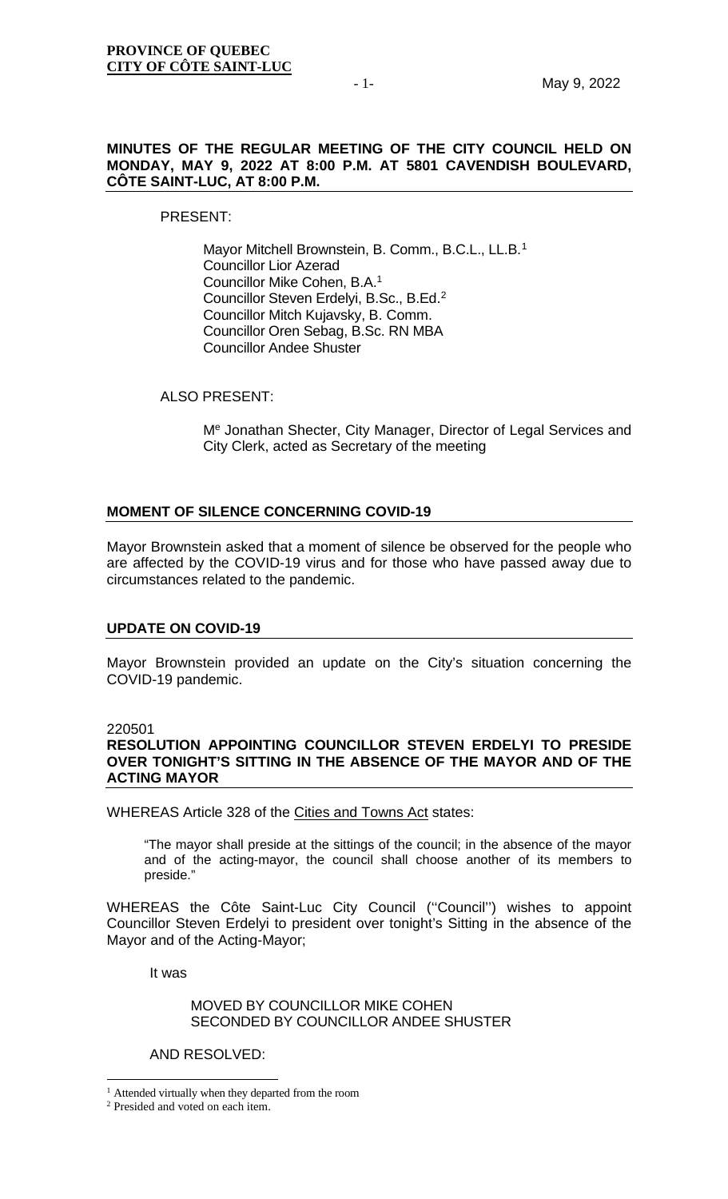**PROVINCE OF QUEBEC**
**CITY OF CÔTE SAINT-LUC**

May 9, 2022

**MINUTES OF THE REGULAR MEETING OF THE CITY COUNCIL HELD ON MONDAY, MAY 9, 2022 AT 8:00 P.M. AT 5801 CAVENDISH BOULEVARD, CÔTE SAINT-LUC, AT 8:00 P.M.**

PRESENT:

Mayor Mitchell Brownstein, B. Comm., B.C.L., LL.B.[1]
Councillor Lior Azerad
Councillor Mike Cohen, B.A.[1]
Councillor Steven Erdelyi, B.Sc., B.Ed.[2]
Councillor Mitch Kujavsky, B. Comm.
Councillor Oren Sebag, B.Sc. RN MBA
Councillor Andee Shuster

ALSO PRESENT:

Me Jonathan Shecter, City Manager, Director of Legal Services and City Clerk, acted as Secretary of the meeting

**MOMENT OF SILENCE CONCERNING COVID-19**

Mayor Brownstein asked that a moment of silence be observed for the people who are affected by the COVID-19 virus and for those who have passed away due to circumstances related to the pandemic.

**UPDATE ON COVID-19**

Mayor Brownstein provided an update on the City's situation concerning the COVID-19 pandemic.

220501
**RESOLUTION APPOINTING COUNCILLOR STEVEN ERDELYI TO PRESIDE OVER TONIGHT'S SITTING IN THE ABSENCE OF THE MAYOR AND OF THE ACTING MAYOR**

WHEREAS Article 328 of the Cities and Towns Act states:

> "The mayor shall preside at the sittings of the council; in the absence of the mayor and of the acting-mayor, the council shall choose another of its members to preside."

WHEREAS the Côte Saint-Luc City Council (''Council'') wishes to appoint Councillor Steven Erdelyi to president over tonight's Sitting in the absence of the Mayor and of the Acting-Mayor;

It was

MOVED BY COUNCILLOR MIKE COHEN
SECONDED BY COUNCILLOR ANDEE SHUSTER

AND RESOLVED:

---

[1] Attended virtually when they departed from the room

[2] Presided and voted on each item.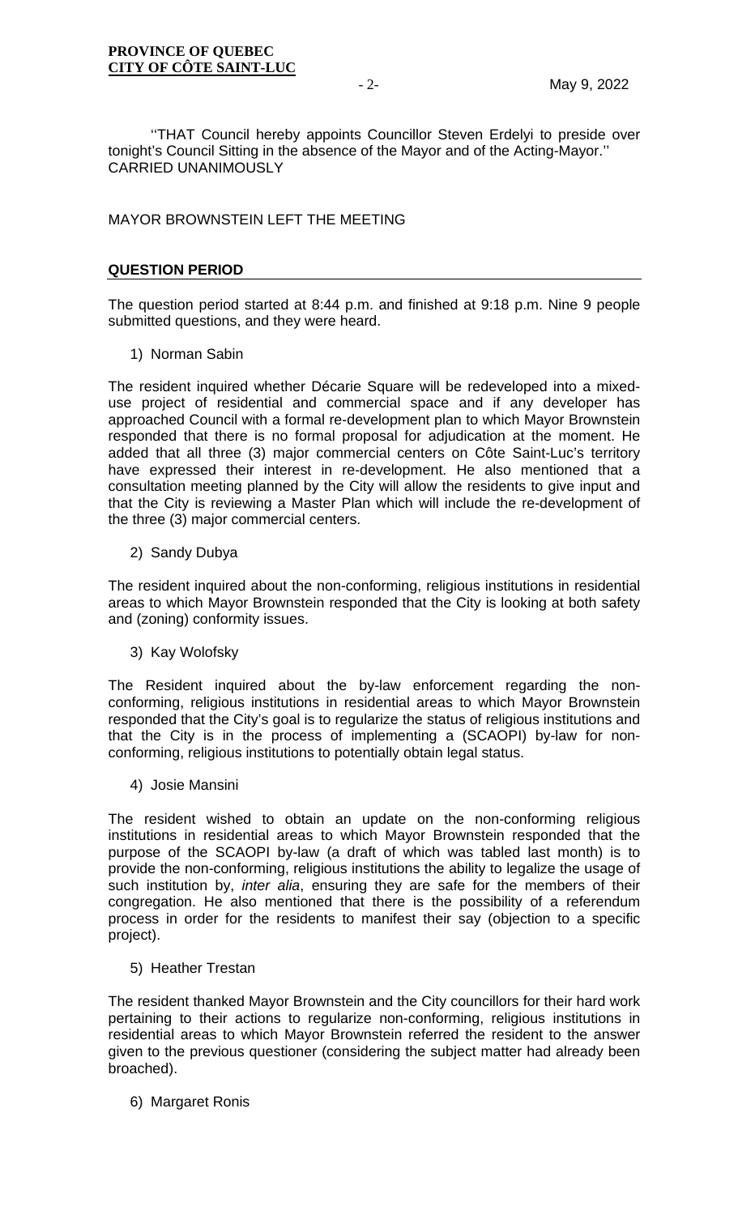''THAT Council hereby appoints Councillor Steven Erdelyi to preside over tonight's Council Sitting in the absence of the Mayor and of the Acting-Mayor.''
CARRIED UNANIMOUSLY

MAYOR BROWNSTEIN LEFT THE MEETING

## QUESTION PERIOD

The question period started at 8:44 p.m. and finished at 9:18 p.m. Nine 9 people submitted questions, and they were heard.

1) Norman Sabin

The resident inquired whether Décarie Square will be redeveloped into a mixed-use project of residential and commercial space and if any developer has approached Council with a formal re-development plan to which Mayor Brownstein responded that there is no formal proposal for adjudication at the moment. He added that all three (3) major commercial centers on Côte Saint-Luc's territory have expressed their interest in re-development. He also mentioned that a consultation meeting planned by the City will allow the residents to give input and that the City is reviewing a Master Plan which will include the re-development of the three (3) major commercial centers.

2) Sandy Dubya

The resident inquired about the non-conforming, religious institutions in residential areas to which Mayor Brownstein responded that the City is looking at both safety and (zoning) conformity issues.

3) Kay Wolofsky

The Resident inquired about the by-law enforcement regarding the non-conforming, religious institutions in residential areas to which Mayor Brownstein responded that the City's goal is to regularize the status of religious institutions and that the City is in the process of implementing a (SCAOPI) by-law for non-conforming, religious institutions to potentially obtain legal status.

4) Josie Mansini

The resident wished to obtain an update on the non-conforming religious institutions in residential areas to which Mayor Brownstein responded that the purpose of the SCAOPI by-law (a draft of which was tabled last month) is to provide the non-conforming, religious institutions the ability to legalize the usage of such institution by, *inter alia*, ensuring they are safe for the members of their congregation. He also mentioned that there is the possibility of a referendum process in order for the residents to manifest their say (objection to a specific project).

5) Heather Trestan

The resident thanked Mayor Brownstein and the City councillors for their hard work pertaining to their actions to regularize non-conforming, religious institutions in residential areas to which Mayor Brownstein referred the resident to the answer given to the previous questioner (considering the subject matter had already been broached).

6) Margaret Ronis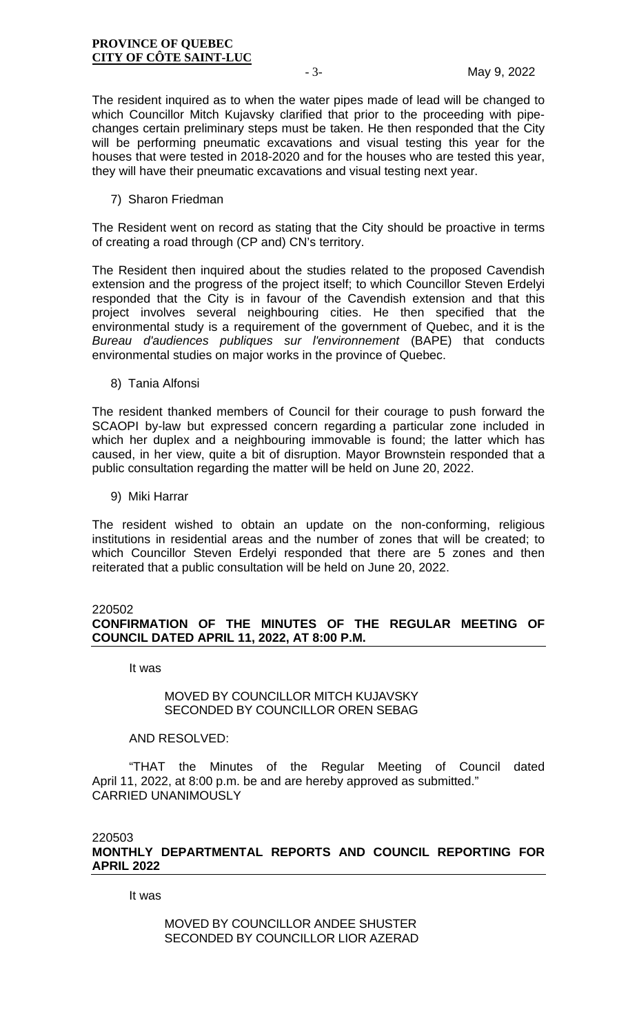The resident inquired as to when the water pipes made of lead will be changed to which Councillor Mitch Kujavsky clarified that prior to the proceeding with pipe-changes certain preliminary steps must be taken. He then responded that the City will be performing pneumatic excavations and visual testing this year for the houses that were tested in 2018-2020 and for the houses who are tested this year, they will have their pneumatic excavations and visual testing next year.

7) Sharon Friedman

The Resident went on record as stating that the City should be proactive in terms of creating a road through (CP and) CN's territory.

The Resident then inquired about the studies related to the proposed Cavendish extension and the progress of the project itself; to which Councillor Steven Erdelyi responded that the City is in favour of the Cavendish extension and that this project involves several neighbouring cities. He then specified that the environmental study is a requirement of the government of Quebec, and it is the *Bureau d'audiences publiques sur l'environnement* (BAPE) that conducts environmental studies on major works in the province of Quebec.

8) Tania Alfonsi

The resident thanked members of Council for their courage to push forward the SCAOPI by-law but expressed concern regarding a particular zone included in which her duplex and a neighbouring immovable is found; the latter which has caused, in her view, quite a bit of disruption. Mayor Brownstein responded that a public consultation regarding the matter will be held on June 20, 2022.

9) Miki Harrar

The resident wished to obtain an update on the non-conforming, religious institutions in residential areas and the number of zones that will be created; to which Councillor Steven Erdelyi responded that there are 5 zones and then reiterated that a public consultation will be held on June 20, 2022.

220502

**CONFIRMATION OF THE MINUTES OF THE REGULAR MEETING OF COUNCIL DATED APRIL 11, 2022, AT 8:00 P.M.**

It was

MOVED BY COUNCILLOR MITCH KUJAVSKY
SECONDED BY COUNCILLOR OREN SEBAG

AND RESOLVED:

"THAT the Minutes of the Regular Meeting of Council dated April 11, 2022, at 8:00 p.m. be and are hereby approved as submitted."
CARRIED UNANIMOUSLY

220503

**MONTHLY DEPARTMENTAL REPORTS AND COUNCIL REPORTING FOR APRIL 2022**

It was

MOVED BY COUNCILLOR ANDEE SHUSTER
SECONDED BY COUNCILLOR LIOR AZERAD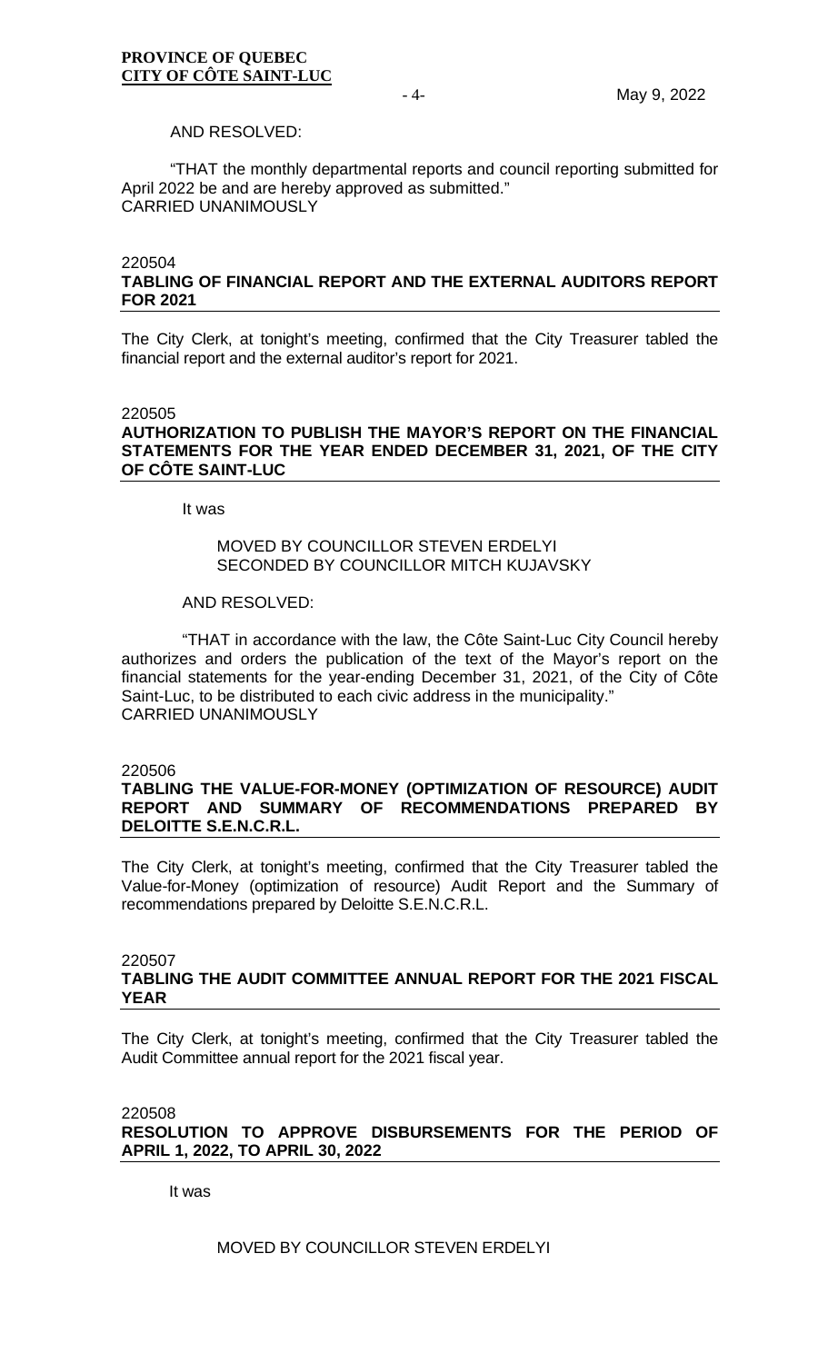AND RESOLVED:

"THAT the monthly departmental reports and council reporting submitted for April 2022 be and are hereby approved as submitted."
CARRIED UNANIMOUSLY

220504
**TABLING OF FINANCIAL REPORT AND THE EXTERNAL AUDITORS REPORT FOR 2021**

The City Clerk, at tonight's meeting, confirmed that the City Treasurer tabled the financial report and the external auditor's report for 2021.

220505
**AUTHORIZATION TO PUBLISH THE MAYOR'S REPORT ON THE FINANCIAL STATEMENTS FOR THE YEAR ENDED DECEMBER 31, 2021, OF THE CITY OF CÔTE SAINT-LUC**

It was

MOVED BY COUNCILLOR STEVEN ERDELYI
SECONDED BY COUNCILLOR MITCH KUJAVSKY

AND RESOLVED:

"THAT in accordance with the law, the Côte Saint-Luc City Council hereby authorizes and orders the publication of the text of the Mayor's report on the financial statements for the year-ending December 31, 2021, of the City of Côte Saint-Luc, to be distributed to each civic address in the municipality."
CARRIED UNANIMOUSLY

220506
**TABLING THE VALUE-FOR-MONEY (OPTIMIZATION OF RESOURCE) AUDIT REPORT AND SUMMARY OF RECOMMENDATIONS PREPARED BY DELOITTE S.E.N.C.R.L.**

The City Clerk, at tonight's meeting, confirmed that the City Treasurer tabled the Value-for-Money (optimization of resource) Audit Report and the Summary of recommendations prepared by Deloitte S.E.N.C.R.L.

220507
**TABLING THE AUDIT COMMITTEE ANNUAL REPORT FOR THE 2021 FISCAL YEAR**

The City Clerk, at tonight's meeting, confirmed that the City Treasurer tabled the Audit Committee annual report for the 2021 fiscal year.

220508
**RESOLUTION TO APPROVE DISBURSEMENTS FOR THE PERIOD OF APRIL 1, 2022, TO APRIL 30, 2022**

It was

MOVED BY COUNCILLOR STEVEN ERDELYI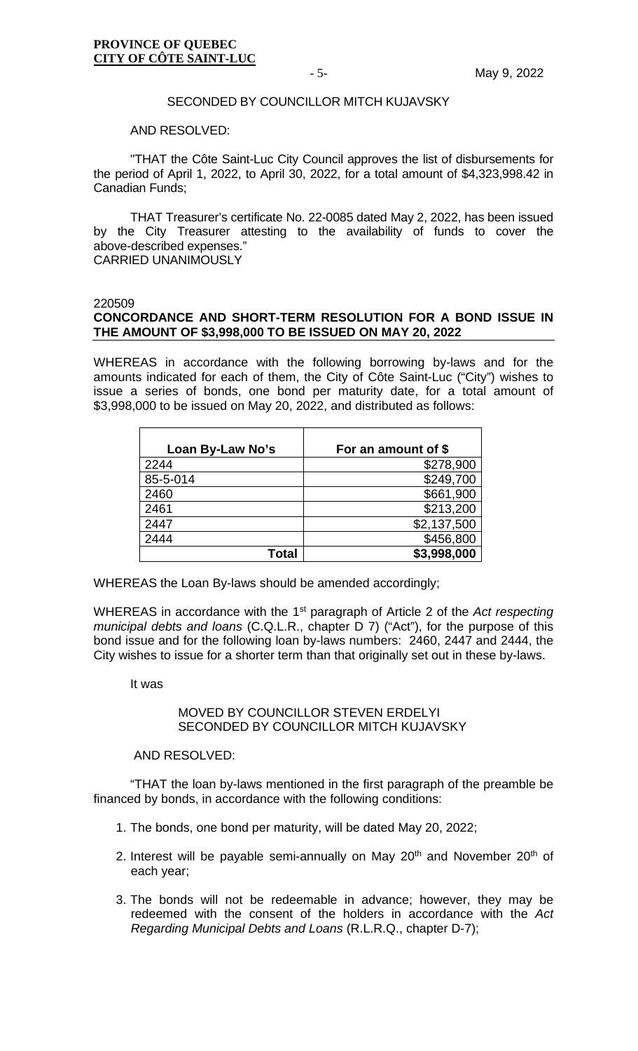SECONDED BY COUNCILLOR MITCH KUJAVSKY

AND RESOLVED:

"THAT the Côte Saint-Luc City Council approves the list of disbursements for the period of April 1, 2022, to April 30, 2022, for a total amount of $4,323,998.42 in Canadian Funds;

THAT Treasurer's certificate No. 22-0085 dated May 2, 2022, has been issued by the City Treasurer attesting to the availability of funds to cover the above-described expenses."

CARRIED UNANIMOUSLY

220509

**CONCORDANCE AND SHORT-TERM RESOLUTION FOR A BOND ISSUE IN THE AMOUNT OF $3,998,000 TO BE ISSUED ON MAY 20, 2022**

WHEREAS in accordance with the following borrowing by-laws and for the amounts indicated for each of them, the City of Côte Saint-Luc ("City") wishes to issue a series of bonds, one bond per maturity date, for a total amount of $3,998,000 to be issued on May 20, 2022, and distributed as follows:

| Loan By-Law No's | For an amount of $ |
|---|---:|
| 2244 | $278,900 |
| 85-5-014 | $249,700 |
| 2460 | $661,900 |
| 2461 | $213,200 |
| 2447 | $2,137,500 |
| 2444 | $456,800 |
| **Total** | **$3,998,000** |

WHEREAS the Loan By-laws should be amended accordingly;

WHEREAS in accordance with the 1st paragraph of Article 2 of the *Act respecting municipal debts and loans* (C.Q.L.R., chapter D 7) ("Act"), for the purpose of this bond issue and for the following loan by-laws numbers: 2460, 2447 and 2444, the City wishes to issue for a shorter term than that originally set out in these by-laws.

It was

MOVED BY COUNCILLOR STEVEN ERDELYI
SECONDED BY COUNCILLOR MITCH KUJAVSKY

AND RESOLVED:

"THAT the loan by-laws mentioned in the first paragraph of the preamble be financed by bonds, in accordance with the following conditions:

1. The bonds, one bond per maturity, will be dated May 20, 2022;
2. Interest will be payable semi-annually on May 20th and November 20th of each year;
3. The bonds will not be redeemable in advance; however, they may be redeemed with the consent of the holders in accordance with the *Act Regarding Municipal Debts and Loans* (R.L.R.Q., chapter D-7);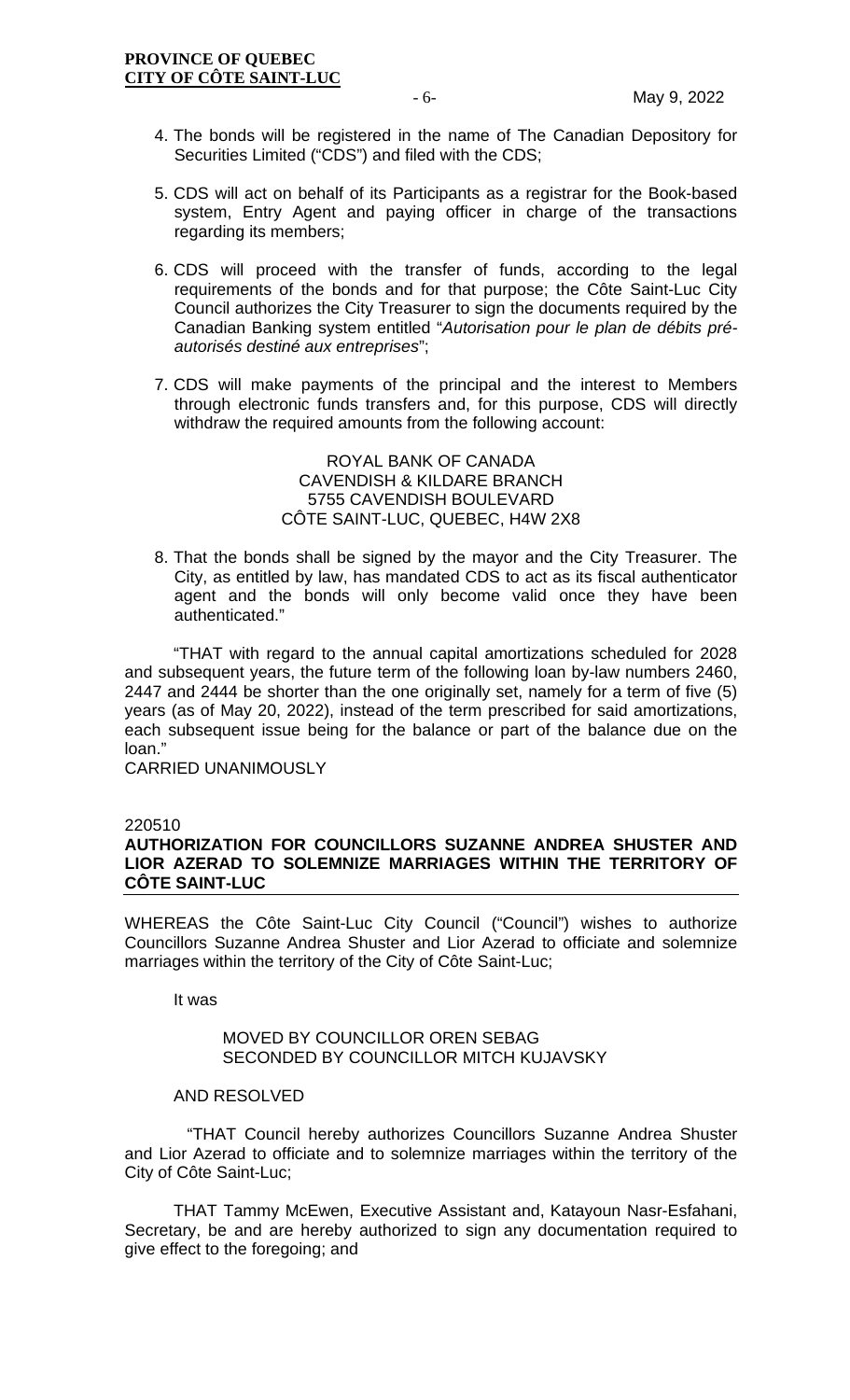4. The bonds will be registered in the name of The Canadian Depository for Securities Limited ("CDS") and filed with the CDS;

5. CDS will act on behalf of its Participants as a registrar for the Book-based system, Entry Agent and paying officer in charge of the transactions regarding its members;

6. CDS will proceed with the transfer of funds, according to the legal requirements of the bonds and for that purpose; the Côte Saint-Luc City Council authorizes the City Treasurer to sign the documents required by the Canadian Banking system entitled "*Autorisation pour le plan de débits pré-autorisés destiné aux entreprises*";

7. CDS will make payments of the principal and the interest to Members through electronic funds transfers and, for this purpose, CDS will directly withdraw the required amounts from the following account:

   ROYAL BANK OF CANADA
   CAVENDISH & KILDARE BRANCH
   5755 CAVENDISH BOULEVARD
   CÔTE SAINT-LUC, QUEBEC, H4W 2X8

8. That the bonds shall be signed by the mayor and the City Treasurer. The City, as entitled by law, has mandated CDS to act as its fiscal authenticator agent and the bonds will only become valid once they have been authenticated."

"THAT with regard to the annual capital amortizations scheduled for 2028 and subsequent years, the future term of the following loan by-law numbers 2460, 2447 and 2444 be shorter than the one originally set, namely for a term of five (5) years (as of May 20, 2022), instead of the term prescribed for said amortizations, each subsequent issue being for the balance or part of the balance due on the loan."

CARRIED UNANIMOUSLY

220510

**AUTHORIZATION FOR COUNCILLORS SUZANNE ANDREA SHUSTER AND LIOR AZERAD TO SOLEMNIZE MARRIAGES WITHIN THE TERRITORY OF CÔTE SAINT-LUC**

WHEREAS the Côte Saint-Luc City Council ("Council") wishes to authorize Councillors Suzanne Andrea Shuster and Lior Azerad to officiate and solemnize marriages within the territory of the City of Côte Saint-Luc;

It was

MOVED BY COUNCILLOR OREN SEBAG
SECONDED BY COUNCILLOR MITCH KUJAVSKY

AND RESOLVED

"THAT Council hereby authorizes Councillors Suzanne Andrea Shuster and Lior Azerad to officiate and to solemnize marriages within the territory of the City of Côte Saint-Luc;

THAT Tammy McEwen, Executive Assistant and, Katayoun Nasr-Esfahani, Secretary, be and are hereby authorized to sign any documentation required to give effect to the foregoing; and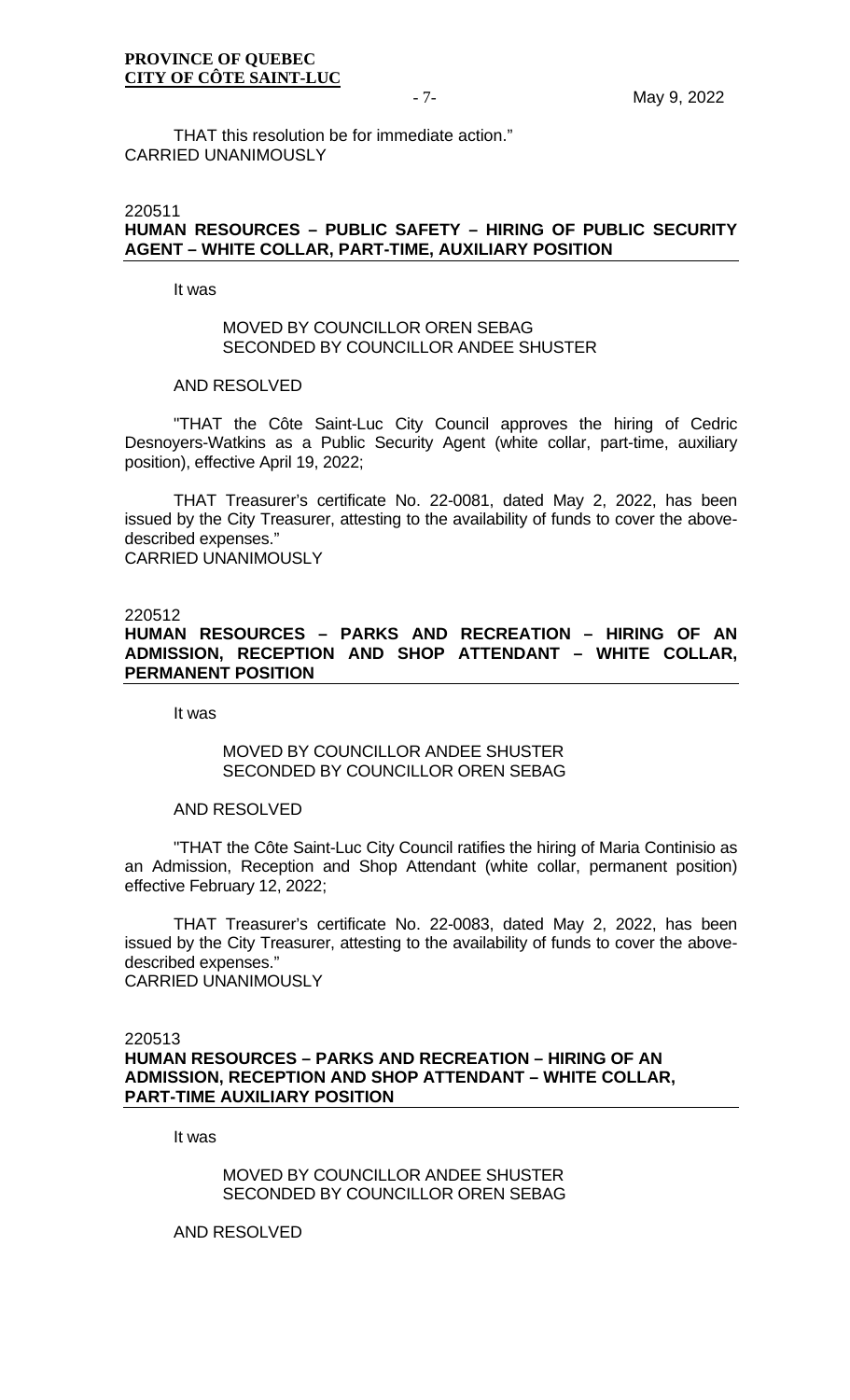THAT this resolution be for immediate action."
CARRIED UNANIMOUSLY

220511
**HUMAN RESOURCES – PUBLIC SAFETY – HIRING OF PUBLIC SECURITY AGENT – WHITE COLLAR, PART-TIME, AUXILIARY POSITION**

It was

MOVED BY COUNCILLOR OREN SEBAG
SECONDED BY COUNCILLOR ANDEE SHUSTER

AND RESOLVED

"THAT the Côte Saint-Luc City Council approves the hiring of Cedric Desnoyers-Watkins as a Public Security Agent (white collar, part-time, auxiliary position), effective April 19, 2022;

THAT Treasurer's certificate No. 22-0081, dated May 2, 2022, has been issued by the City Treasurer, attesting to the availability of funds to cover the above-described expenses."
CARRIED UNANIMOUSLY

220512
**HUMAN RESOURCES – PARKS AND RECREATION – HIRING OF AN ADMISSION, RECEPTION AND SHOP ATTENDANT – WHITE COLLAR, PERMANENT POSITION**

It was

MOVED BY COUNCILLOR ANDEE SHUSTER
SECONDED BY COUNCILLOR OREN SEBAG

AND RESOLVED

"THAT the Côte Saint-Luc City Council ratifies the hiring of Maria Continisio as an Admission, Reception and Shop Attendant (white collar, permanent position) effective February 12, 2022;

THAT Treasurer's certificate No. 22-0083, dated May 2, 2022, has been issued by the City Treasurer, attesting to the availability of funds to cover the above-described expenses."
CARRIED UNANIMOUSLY

220513
**HUMAN RESOURCES – PARKS AND RECREATION – HIRING OF AN ADMISSION, RECEPTION AND SHOP ATTENDANT – WHITE COLLAR, PART-TIME AUXILIARY POSITION**

It was

MOVED BY COUNCILLOR ANDEE SHUSTER
SECONDED BY COUNCILLOR OREN SEBAG

AND RESOLVED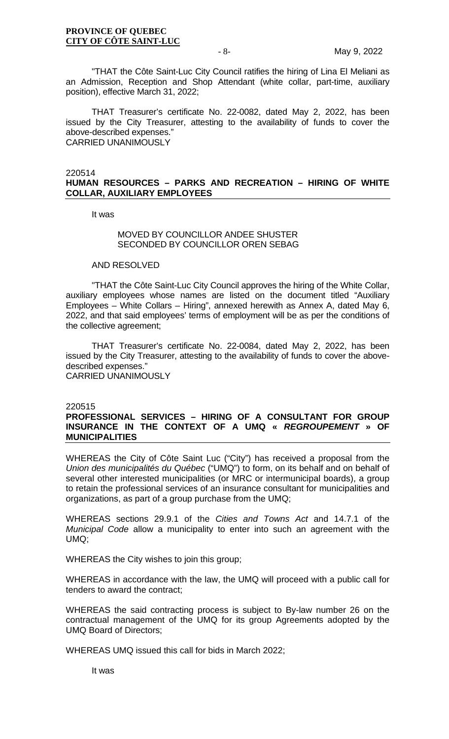"THAT the Côte Saint-Luc City Council ratifies the hiring of Lina El Meliani as an Admission, Reception and Shop Attendant (white collar, part-time, auxiliary position), effective March 31, 2022;

THAT Treasurer's certificate No. 22-0082, dated May 2, 2022, has been issued by the City Treasurer, attesting to the availability of funds to cover the above-described expenses."
CARRIED UNANIMOUSLY

220514
**HUMAN RESOURCES – PARKS AND RECREATION – HIRING OF WHITE COLLAR, AUXILIARY EMPLOYEES**

It was

MOVED BY COUNCILLOR ANDEE SHUSTER
SECONDED BY COUNCILLOR OREN SEBAG

AND RESOLVED

"THAT the Côte Saint-Luc City Council approves the hiring of the White Collar, auxiliary employees whose names are listed on the document titled "Auxiliary Employees – White Collars – Hiring", annexed herewith as Annex A, dated May 6, 2022, and that said employees' terms of employment will be as per the conditions of the collective agreement;

THAT Treasurer's certificate No. 22-0084, dated May 2, 2022, has been issued by the City Treasurer, attesting to the availability of funds to cover the above-described expenses."
CARRIED UNANIMOUSLY

220515
**PROFESSIONAL SERVICES – HIRING OF A CONSULTANT FOR GROUP INSURANCE IN THE CONTEXT OF A UMQ « *REGROUPEMENT* » OF MUNICIPALITIES**

WHEREAS the City of Côte Saint Luc ("City") has received a proposal from the *Union des municipalités du Québec* ("UMQ") to form, on its behalf and on behalf of several other interested municipalities (or MRC or intermunicipal boards), a group to retain the professional services of an insurance consultant for municipalities and organizations, as part of a group purchase from the UMQ;

WHEREAS sections 29.9.1 of the *Cities and Towns Act* and 14.7.1 of the *Municipal Code* allow a municipality to enter into such an agreement with the UMQ;

WHEREAS the City wishes to join this group;

WHEREAS in accordance with the law, the UMQ will proceed with a public call for tenders to award the contract;

WHEREAS the said contracting process is subject to By-law number 26 on the contractual management of the UMQ for its group Agreements adopted by the UMQ Board of Directors;

WHEREAS UMQ issued this call for bids in March 2022;

It was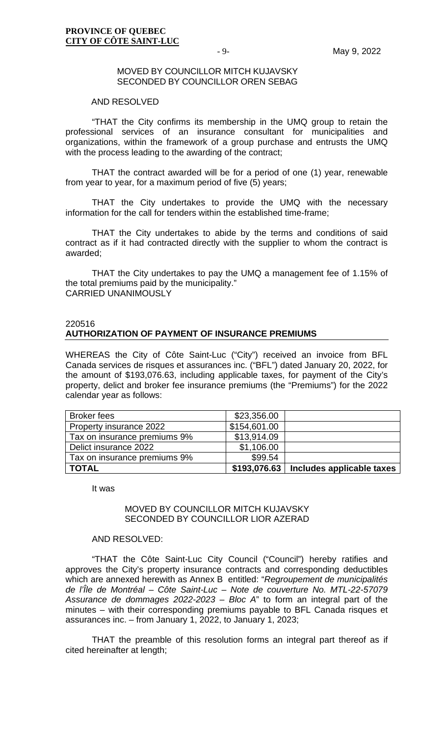MOVED BY COUNCILLOR MITCH KUJAVSKY
SECONDED BY COUNCILLOR OREN SEBAG

AND RESOLVED

"THAT the City confirms its membership in the UMQ group to retain the professional services of an insurance consultant for municipalities and organizations, within the framework of a group purchase and entrusts the UMQ with the process leading to the awarding of the contract;

THAT the contract awarded will be for a period of one (1) year, renewable from year to year, for a maximum period of five (5) years;

THAT the City undertakes to provide the UMQ with the necessary information for the call for tenders within the established time-frame;

THAT the City undertakes to abide by the terms and conditions of said contract as if it had contracted directly with the supplier to whom the contract is awarded;

THAT the City undertakes to pay the UMQ a management fee of 1.15% of the total premiums paid by the municipality."
CARRIED UNANIMOUSLY

## 220516
## AUTHORIZATION OF PAYMENT OF INSURANCE PREMIUMS

WHEREAS the City of Côte Saint-Luc ("City") received an invoice from BFL Canada services de risques et assurances inc. ("BFL") dated January 20, 2022, for the amount of $193,076.63, including applicable taxes, for payment of the City's property, delict and broker fee insurance premiums (the "Premiums") for the 2022 calendar year as follows:

| Broker fees | $23,356.00 | |
|---|---|---|
| Property insurance 2022 | $154,601.00 | |
| Tax on insurance premiums 9% | $13,914.09 | |
| Delict insurance 2022 | $1,106.00 | |
| Tax on insurance premiums 9% | $99.54 | |
| **TOTAL** | **$193,076.63** | **Includes applicable taxes** |

It was

MOVED BY COUNCILLOR MITCH KUJAVSKY
SECONDED BY COUNCILLOR LIOR AZERAD

AND RESOLVED:

"THAT the Côte Saint-Luc City Council ("Council") hereby ratifies and approves the City's property insurance contracts and corresponding deductibles which are annexed herewith as Annex B entitled: "*Regroupement de municipalités de l'Île de Montréal – Côte Saint-Luc – Note de couverture No. MTL-22-57079 Assurance de dommages 2022-2023 – Bloc A*" to form an integral part of the minutes – with their corresponding premiums payable to BFL Canada risques et assurances inc. – from January 1, 2022, to January 1, 2023;

THAT the preamble of this resolution forms an integral part thereof as if cited hereinafter at length;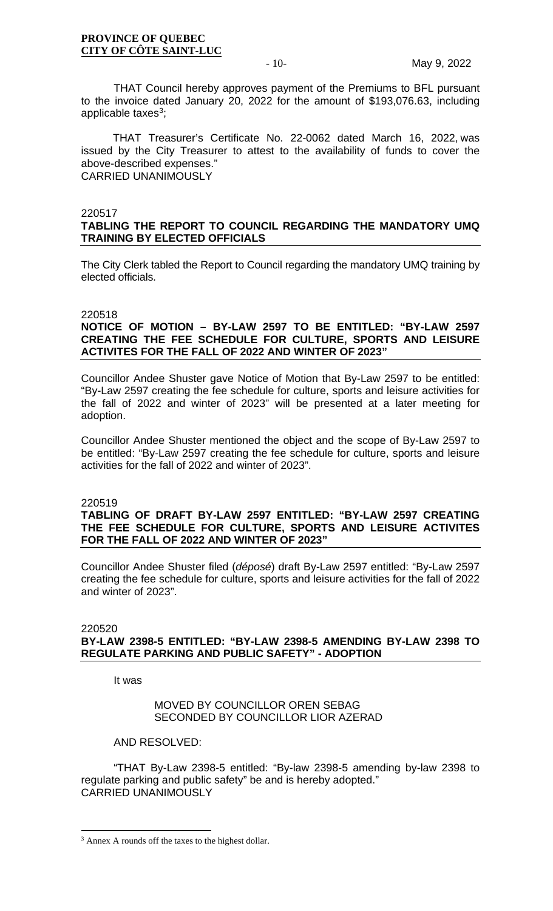THAT Council hereby approves payment of the Premiums to BFL pursuant to the invoice dated January 20, 2022 for the amount of $193,076.63, including applicable taxes[3];

THAT Treasurer's Certificate No. 22-0062 dated March 16, 2022, was issued by the City Treasurer to attest to the availability of funds to cover the above-described expenses."
CARRIED UNANIMOUSLY

220517
**TABLING THE REPORT TO COUNCIL REGARDING THE MANDATORY UMQ TRAINING BY ELECTED OFFICIALS**

The City Clerk tabled the Report to Council regarding the mandatory UMQ training by elected officials.

220518
**NOTICE OF MOTION – BY-LAW 2597 TO BE ENTITLED: "BY-LAW 2597 CREATING THE FEE SCHEDULE FOR CULTURE, SPORTS AND LEISURE ACTIVITES FOR THE FALL OF 2022 AND WINTER OF 2023"**

Councillor Andee Shuster gave Notice of Motion that By-Law 2597 to be entitled: "By-Law 2597 creating the fee schedule for culture, sports and leisure activities for the fall of 2022 and winter of 2023" will be presented at a later meeting for adoption.

Councillor Andee Shuster mentioned the object and the scope of By-Law 2597 to be entitled: "By-Law 2597 creating the fee schedule for culture, sports and leisure activities for the fall of 2022 and winter of 2023".

220519
**TABLING OF DRAFT BY-LAW 2597 ENTITLED: "BY-LAW 2597 CREATING THE FEE SCHEDULE FOR CULTURE, SPORTS AND LEISURE ACTIVITES FOR THE FALL OF 2022 AND WINTER OF 2023"**

Councillor Andee Shuster filed (*déposé*) draft By-Law 2597 entitled: "By-Law 2597 creating the fee schedule for culture, sports and leisure activities for the fall of 2022 and winter of 2023".

220520
**BY-LAW 2398-5 ENTITLED: "BY-LAW 2398-5 AMENDING BY-LAW 2398 TO REGULATE PARKING AND PUBLIC SAFETY" - ADOPTION**

It was

MOVED BY COUNCILLOR OREN SEBAG
SECONDED BY COUNCILLOR LIOR AZERAD

AND RESOLVED:

"THAT By-Law 2398-5 entitled: "By-law 2398-5 amending by-law 2398 to regulate parking and public safety" be and is hereby adopted."
CARRIED UNANIMOUSLY

---

[3] Annex A rounds off the taxes to the highest dollar.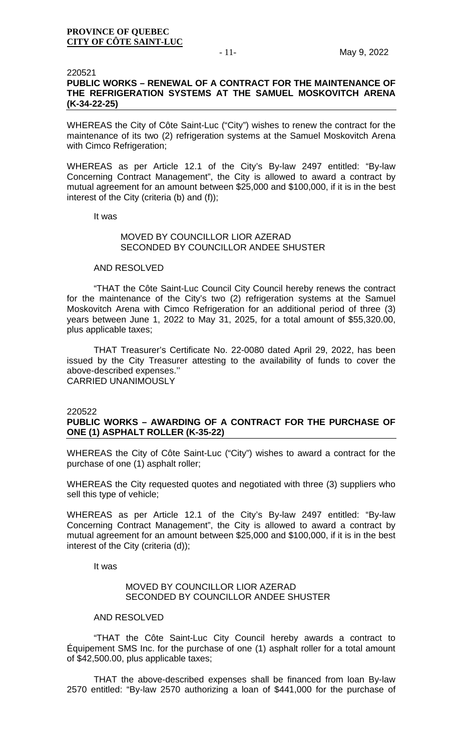220521

**PUBLIC WORKS – RENEWAL OF A CONTRACT FOR THE MAINTENANCE OF THE REFRIGERATION SYSTEMS AT THE SAMUEL MOSKOVITCH ARENA (K-34-22-25)**

WHEREAS the City of Côte Saint-Luc ("City") wishes to renew the contract for the maintenance of its two (2) refrigeration systems at the Samuel Moskovitch Arena with Cimco Refrigeration;

WHEREAS as per Article 12.1 of the City's By-law 2497 entitled: "By-law Concerning Contract Management", the City is allowed to award a contract by mutual agreement for an amount between $25,000 and $100,000, if it is in the best interest of the City (criteria (b) and (f));

It was

MOVED BY COUNCILLOR LIOR AZERAD
SECONDED BY COUNCILLOR ANDEE SHUSTER

AND RESOLVED

"THAT the Côte Saint-Luc Council City Council hereby renews the contract for the maintenance of the City's two (2) refrigeration systems at the Samuel Moskovitch Arena with Cimco Refrigeration for an additional period of three (3) years between June 1, 2022 to May 31, 2025, for a total amount of $55,320.00, plus applicable taxes;

THAT Treasurer's Certificate No. 22-0080 dated April 29, 2022, has been issued by the City Treasurer attesting to the availability of funds to cover the above-described expenses.''

CARRIED UNANIMOUSLY

220522

**PUBLIC WORKS – AWARDING OF A CONTRACT FOR THE PURCHASE OF ONE (1) ASPHALT ROLLER (K-35-22)**

WHEREAS the City of Côte Saint-Luc ("City") wishes to award a contract for the purchase of one (1) asphalt roller;

WHEREAS the City requested quotes and negotiated with three (3) suppliers who sell this type of vehicle;

WHEREAS as per Article 12.1 of the City's By-law 2497 entitled: "By-law Concerning Contract Management", the City is allowed to award a contract by mutual agreement for an amount between $25,000 and $100,000, if it is in the best interest of the City (criteria (d));

It was

MOVED BY COUNCILLOR LIOR AZERAD
SECONDED BY COUNCILLOR ANDEE SHUSTER

AND RESOLVED

"THAT the Côte Saint-Luc City Council hereby awards a contract to Équipement SMS Inc. for the purchase of one (1) asphalt roller for a total amount of $42,500.00, plus applicable taxes;

THAT the above-described expenses shall be financed from loan By-law 2570 entitled: "By-law 2570 authorizing a loan of $441,000 for the purchase of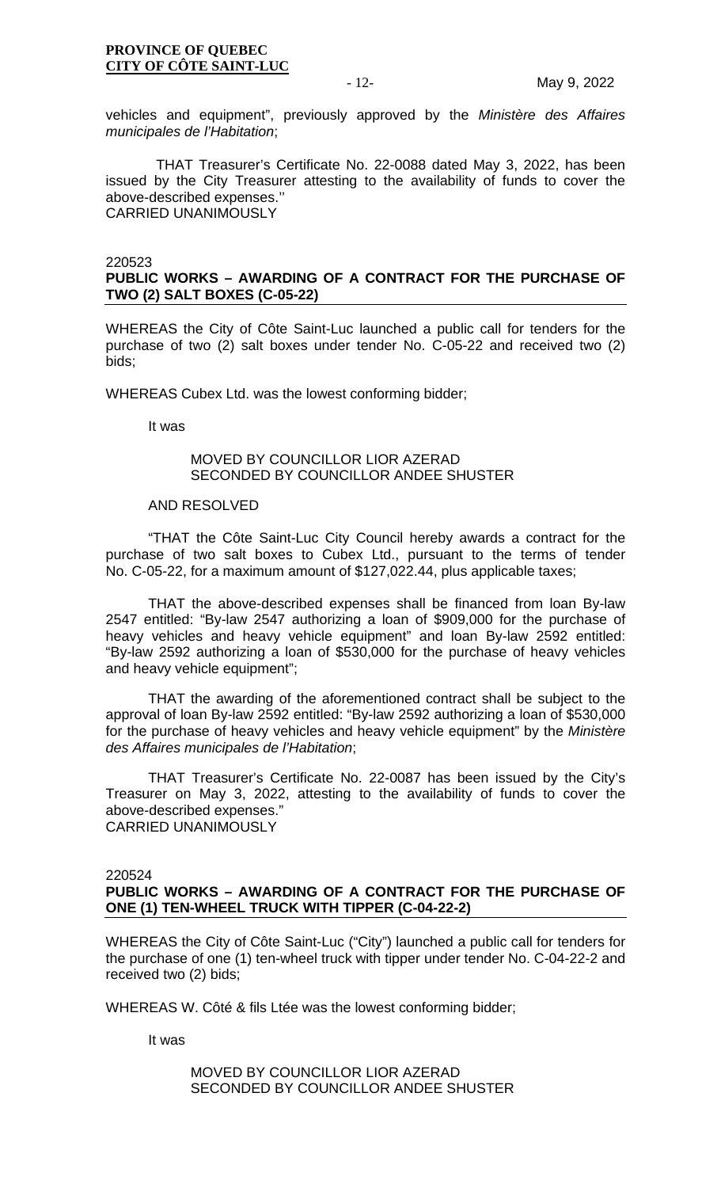vehicles and equipment", previously approved by the *Ministère des Affaires municipales de l'Habitation*;

THAT Treasurer's Certificate No. 22-0088 dated May 3, 2022, has been issued by the City Treasurer attesting to the availability of funds to cover the above-described expenses.''
CARRIED UNANIMOUSLY

220523
**PUBLIC WORKS – AWARDING OF A CONTRACT FOR THE PURCHASE OF TWO (2) SALT BOXES (C-05-22)**

WHEREAS the City of Côte Saint-Luc launched a public call for tenders for the purchase of two (2) salt boxes under tender No. C-05-22 and received two (2) bids;

WHEREAS Cubex Ltd. was the lowest conforming bidder;

It was

MOVED BY COUNCILLOR LIOR AZERAD
SECONDED BY COUNCILLOR ANDEE SHUSTER

AND RESOLVED

"THAT the Côte Saint-Luc City Council hereby awards a contract for the purchase of two salt boxes to Cubex Ltd., pursuant to the terms of tender No. C-05-22, for a maximum amount of $127,022.44, plus applicable taxes;

THAT the above-described expenses shall be financed from loan By-law 2547 entitled: "By-law 2547 authorizing a loan of $909,000 for the purchase of heavy vehicles and heavy vehicle equipment" and loan By-law 2592 entitled: "By-law 2592 authorizing a loan of $530,000 for the purchase of heavy vehicles and heavy vehicle equipment";

THAT the awarding of the aforementioned contract shall be subject to the approval of loan By-law 2592 entitled: "By-law 2592 authorizing a loan of $530,000 for the purchase of heavy vehicles and heavy vehicle equipment" by the *Ministère des Affaires municipales de l'Habitation*;

THAT Treasurer's Certificate No. 22-0087 has been issued by the City's Treasurer on May 3, 2022, attesting to the availability of funds to cover the above-described expenses."
CARRIED UNANIMOUSLY

220524
**PUBLIC WORKS – AWARDING OF A CONTRACT FOR THE PURCHASE OF ONE (1) TEN-WHEEL TRUCK WITH TIPPER (C-04-22-2)**

WHEREAS the City of Côte Saint-Luc ("City") launched a public call for tenders for the purchase of one (1) ten-wheel truck with tipper under tender No. C-04-22-2 and received two (2) bids;

WHEREAS W. Côté & fils Ltée was the lowest conforming bidder;

It was

MOVED BY COUNCILLOR LIOR AZERAD
SECONDED BY COUNCILLOR ANDEE SHUSTER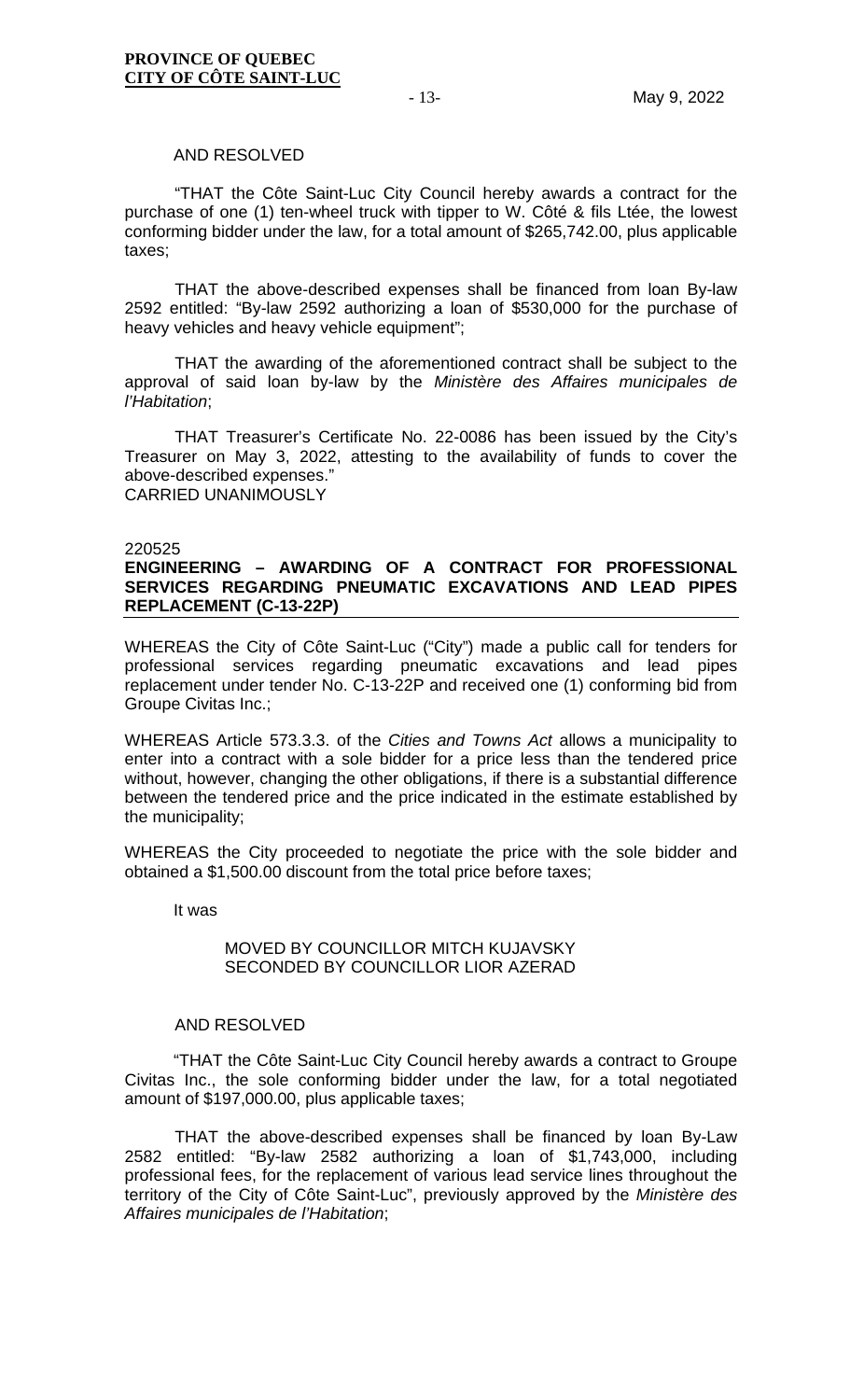AND RESOLVED

"THAT the Côte Saint-Luc City Council hereby awards a contract for the purchase of one (1) ten-wheel truck with tipper to W. Côté & fils Ltée, the lowest conforming bidder under the law, for a total amount of $265,742.00, plus applicable taxes;

THAT the above-described expenses shall be financed from loan By-law 2592 entitled: "By-law 2592 authorizing a loan of $530,000 for the purchase of heavy vehicles and heavy vehicle equipment";

THAT the awarding of the aforementioned contract shall be subject to the approval of said loan by-law by the *Ministère des Affaires municipales de l'Habitation*;

THAT Treasurer's Certificate No. 22-0086 has been issued by the City's Treasurer on May 3, 2022, attesting to the availability of funds to cover the above-described expenses."
CARRIED UNANIMOUSLY

220525

**ENGINEERING – AWARDING OF A CONTRACT FOR PROFESSIONAL SERVICES REGARDING PNEUMATIC EXCAVATIONS AND LEAD PIPES REPLACEMENT (C-13-22P)**

WHEREAS the City of Côte Saint-Luc ("City") made a public call for tenders for professional services regarding pneumatic excavations and lead pipes replacement under tender No. C-13-22P and received one (1) conforming bid from Groupe Civitas Inc.;

WHEREAS Article 573.3.3. of the *Cities and Towns Act* allows a municipality to enter into a contract with a sole bidder for a price less than the tendered price without, however, changing the other obligations, if there is a substantial difference between the tendered price and the price indicated in the estimate established by the municipality;

WHEREAS the City proceeded to negotiate the price with the sole bidder and obtained a $1,500.00 discount from the total price before taxes;

It was

MOVED BY COUNCILLOR MITCH KUJAVSKY
SECONDED BY COUNCILLOR LIOR AZERAD

AND RESOLVED

"THAT the Côte Saint-Luc City Council hereby awards a contract to Groupe Civitas Inc., the sole conforming bidder under the law, for a total negotiated amount of $197,000.00, plus applicable taxes;

THAT the above-described expenses shall be financed by loan By-Law 2582 entitled: "By-law 2582 authorizing a loan of $1,743,000, including professional fees, for the replacement of various lead service lines throughout the territory of the City of Côte Saint-Luc", previously approved by the *Ministère des Affaires municipales de l'Habitation*;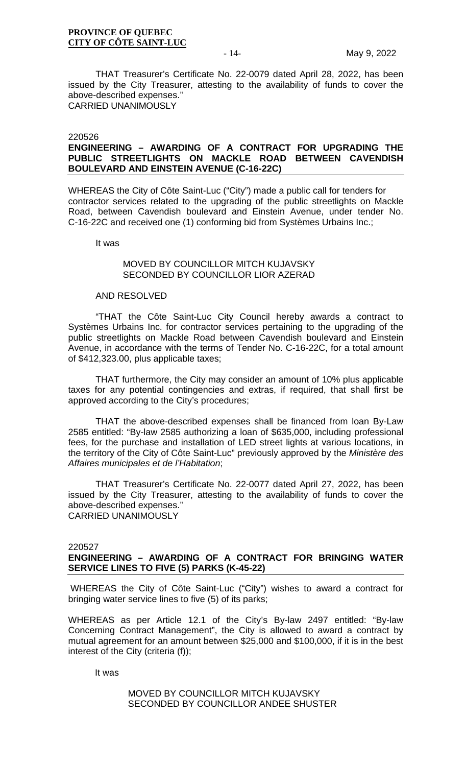THAT Treasurer's Certificate No. 22-0079 dated April 28, 2022, has been issued by the City Treasurer, attesting to the availability of funds to cover the above-described expenses.''
CARRIED UNANIMOUSLY

220526
**ENGINEERING – AWARDING OF A CONTRACT FOR UPGRADING THE PUBLIC STREETLIGHTS ON MACKLE ROAD BETWEEN CAVENDISH BOULEVARD AND EINSTEIN AVENUE (C-16-22C)**

WHEREAS the City of Côte Saint-Luc ("City") made a public call for tenders for contractor services related to the upgrading of the public streetlights on Mackle Road, between Cavendish boulevard and Einstein Avenue, under tender No. C-16-22C and received one (1) conforming bid from Systèmes Urbains Inc.;

It was

MOVED BY COUNCILLOR MITCH KUJAVSKY
SECONDED BY COUNCILLOR LIOR AZERAD

AND RESOLVED

"THAT the Côte Saint-Luc City Council hereby awards a contract to Systèmes Urbains Inc. for contractor services pertaining to the upgrading of the public streetlights on Mackle Road between Cavendish boulevard and Einstein Avenue, in accordance with the terms of Tender No. C-16-22C, for a total amount of $412,323.00, plus applicable taxes;

THAT furthermore, the City may consider an amount of 10% plus applicable taxes for any potential contingencies and extras, if required, that shall first be approved according to the City's procedures;

THAT the above-described expenses shall be financed from loan By-Law 2585 entitled: "By-law 2585 authorizing a loan of $635,000, including professional fees, for the purchase and installation of LED street lights at various locations, in the territory of the City of Côte Saint-Luc" previously approved by the *Ministère des Affaires municipales et de l'Habitation*;

THAT Treasurer's Certificate No. 22-0077 dated April 27, 2022, has been issued by the City Treasurer, attesting to the availability of funds to cover the above-described expenses.''
CARRIED UNANIMOUSLY

220527
**ENGINEERING – AWARDING OF A CONTRACT FOR BRINGING WATER SERVICE LINES TO FIVE (5) PARKS (K-45-22)**

WHEREAS the City of Côte Saint-Luc ("City") wishes to award a contract for bringing water service lines to five (5) of its parks;

WHEREAS as per Article 12.1 of the City's By-law 2497 entitled: "By-law Concerning Contract Management", the City is allowed to award a contract by mutual agreement for an amount between $25,000 and $100,000, if it is in the best interest of the City (criteria (f));

It was

MOVED BY COUNCILLOR MITCH KUJAVSKY
SECONDED BY COUNCILLOR ANDEE SHUSTER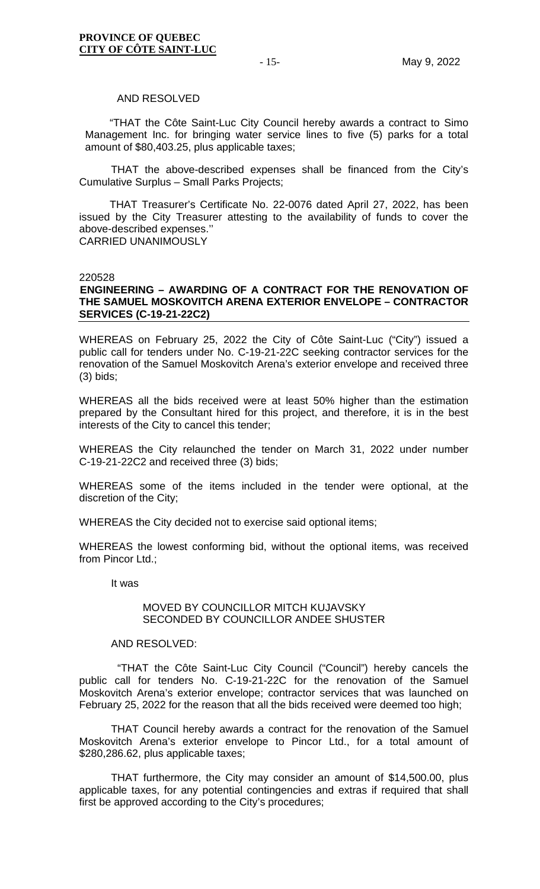AND RESOLVED

"THAT the Côte Saint-Luc City Council hereby awards a contract to Simo Management Inc. for bringing water service lines to five (5) parks for a total amount of $80,403.25, plus applicable taxes;

THAT the above-described expenses shall be financed from the City's Cumulative Surplus – Small Parks Projects;

THAT Treasurer's Certificate No. 22-0076 dated April 27, 2022, has been issued by the City Treasurer attesting to the availability of funds to cover the above-described expenses.''
CARRIED UNANIMOUSLY

220528

**ENGINEERING – AWARDING OF A CONTRACT FOR THE RENOVATION OF THE SAMUEL MOSKOVITCH ARENA EXTERIOR ENVELOPE – CONTRACTOR SERVICES (C-19-21-22C2)**

WHEREAS on February 25, 2022 the City of Côte Saint-Luc ("City") issued a public call for tenders under No. C-19-21-22C seeking contractor services for the renovation of the Samuel Moskovitch Arena's exterior envelope and received three (3) bids;

WHEREAS all the bids received were at least 50% higher than the estimation prepared by the Consultant hired for this project, and therefore, it is in the best interests of the City to cancel this tender;

WHEREAS the City relaunched the tender on March 31, 2022 under number C-19-21-22C2 and received three (3) bids;

WHEREAS some of the items included in the tender were optional, at the discretion of the City;

WHEREAS the City decided not to exercise said optional items;

WHEREAS the lowest conforming bid, without the optional items, was received from Pincor Ltd.;

It was

MOVED BY COUNCILLOR MITCH KUJAVSKY
SECONDED BY COUNCILLOR ANDEE SHUSTER

AND RESOLVED:

"THAT the Côte Saint-Luc City Council ("Council") hereby cancels the public call for tenders No. C-19-21-22C for the renovation of the Samuel Moskovitch Arena's exterior envelope; contractor services that was launched on February 25, 2022 for the reason that all the bids received were deemed too high;

THAT Council hereby awards a contract for the renovation of the Samuel Moskovitch Arena's exterior envelope to Pincor Ltd., for a total amount of $280,286.62, plus applicable taxes;

THAT furthermore, the City may consider an amount of $14,500.00, plus applicable taxes, for any potential contingencies and extras if required that shall first be approved according to the City's procedures;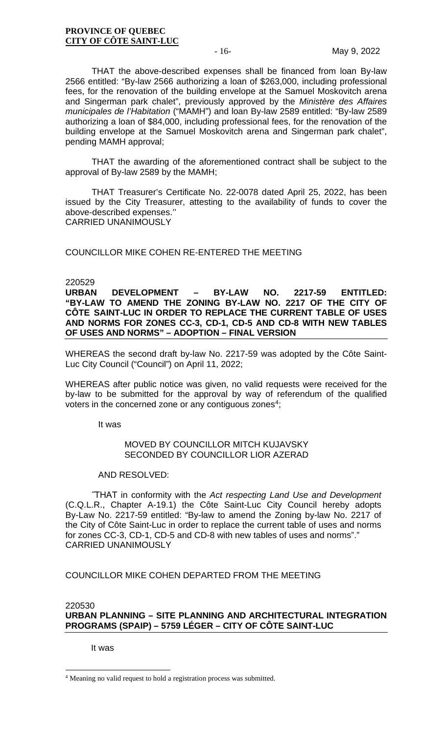THAT the above-described expenses shall be financed from loan By-law 2566 entitled: "By-law 2566 authorizing a loan of $263,000, including professional fees, for the renovation of the building envelope at the Samuel Moskovitch arena and Singerman park chalet", previously approved by the *Ministère des Affaires municipales de l'Habitation* ("MAMH") and loan By-law 2589 entitled: "By-law 2589 authorizing a loan of $84,000, including professional fees, for the renovation of the building envelope at the Samuel Moskovitch arena and Singerman park chalet", pending MAMH approval;

THAT the awarding of the aforementioned contract shall be subject to the approval of By-law 2589 by the MAMH;

THAT Treasurer's Certificate No. 22-0078 dated April 25, 2022, has been issued by the City Treasurer, attesting to the availability of funds to cover the above-described expenses.''
CARRIED UNANIMOUSLY

COUNCILLOR MIKE COHEN RE-ENTERED THE MEETING

220529
**URBAN DEVELOPMENT – BY-LAW NO. 2217-59 ENTITLED: "BY-LAW TO AMEND THE ZONING BY-LAW NO. 2217 OF THE CITY OF CÔTE SAINT-LUC IN ORDER TO REPLACE THE CURRENT TABLE OF USES AND NORMS FOR ZONES CC-3, CD-1, CD-5 AND CD-8 WITH NEW TABLES OF USES AND NORMS" – ADOPTION – FINAL VERSION**

WHEREAS the second draft by-law No. 2217-59 was adopted by the Côte Saint-Luc City Council ("Council") on April 11, 2022;

WHEREAS after public notice was given, no valid requests were received for the by-law to be submitted for the approval by way of referendum of the qualified voters in the concerned zone or any contiguous zones[4];

It was

MOVED BY COUNCILLOR MITCH KUJAVSKY
SECONDED BY COUNCILLOR LIOR AZERAD

AND RESOLVED:

″THAT in conformity with the *Act respecting Land Use and Development* (C.Q.L.R., Chapter A-19.1) the Côte Saint-Luc City Council hereby adopts By-Law No. 2217-59 entitled: "By-law to amend the Zoning by-law No. 2217 of the City of Côte Saint-Luc in order to replace the current table of uses and norms for zones CC-3, CD-1, CD-5 and CD-8 with new tables of uses and norms"."
CARRIED UNANIMOUSLY

COUNCILLOR MIKE COHEN DEPARTED FROM THE MEETING

220530
**URBAN PLANNING – SITE PLANNING AND ARCHITECTURAL INTEGRATION PROGRAMS (SPAIP) – 5759 LÉGER – CITY OF CÔTE SAINT-LUC**

It was

[4] Meaning no valid request to hold a registration process was submitted.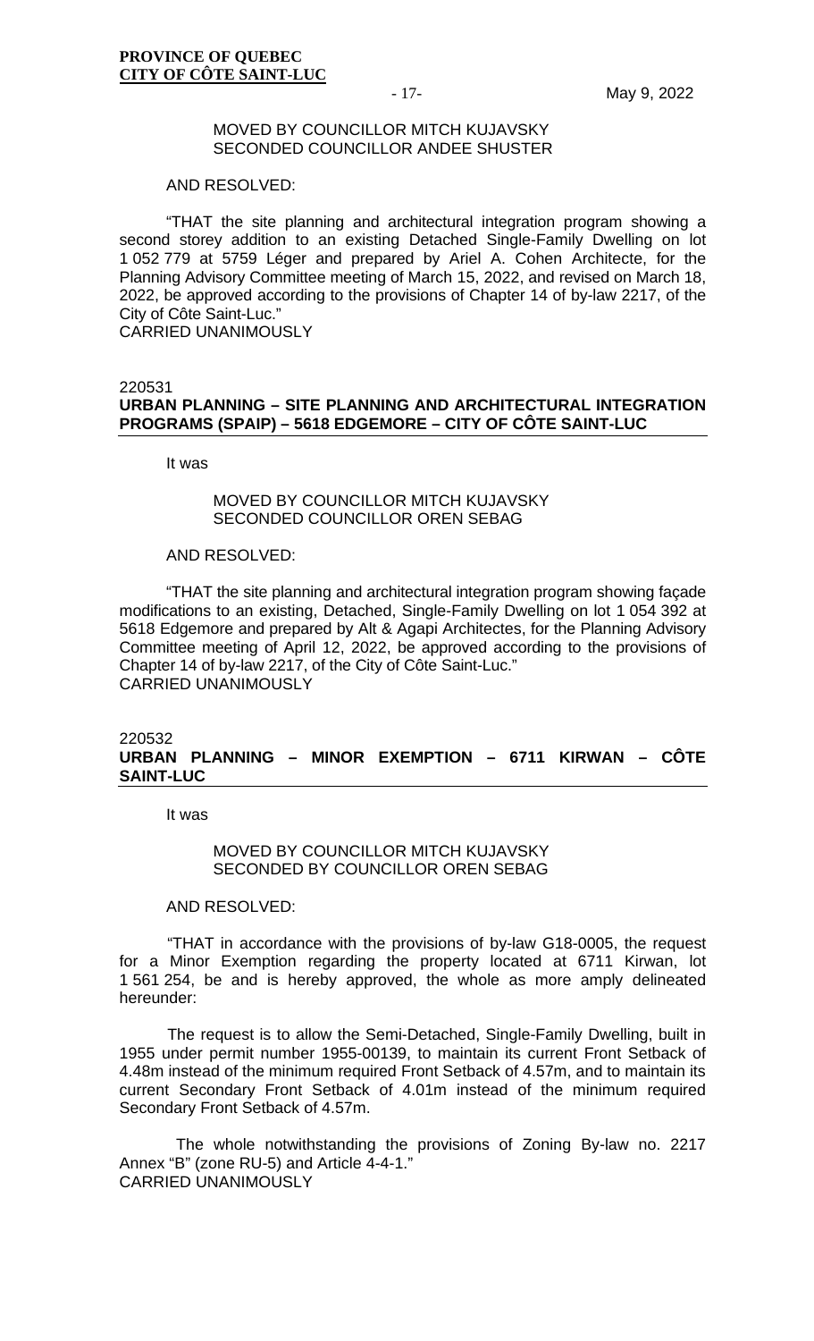MOVED BY COUNCILLOR MITCH KUJAVSKY
SECONDED COUNCILLOR ANDEE SHUSTER

AND RESOLVED:

"THAT the site planning and architectural integration program showing a second storey addition to an existing Detached Single-Family Dwelling on lot 1 052 779 at 5759 Léger and prepared by Ariel A. Cohen Architecte, for the Planning Advisory Committee meeting of March 15, 2022, and revised on March 18, 2022, be approved according to the provisions of Chapter 14 of by-law 2217, of the City of Côte Saint-Luc."
CARRIED UNANIMOUSLY

220531
**URBAN PLANNING – SITE PLANNING AND ARCHITECTURAL INTEGRATION PROGRAMS (SPAIP) – 5618 EDGEMORE – CITY OF CÔTE SAINT-LUC**

It was

MOVED BY COUNCILLOR MITCH KUJAVSKY
SECONDED COUNCILLOR OREN SEBAG

AND RESOLVED:

"THAT the site planning and architectural integration program showing façade modifications to an existing, Detached, Single-Family Dwelling on lot 1 054 392 at 5618 Edgemore and prepared by Alt & Agapi Architectes, for the Planning Advisory Committee meeting of April 12, 2022, be approved according to the provisions of Chapter 14 of by-law 2217, of the City of Côte Saint-Luc."
CARRIED UNANIMOUSLY

220532
**URBAN PLANNING – MINOR EXEMPTION – 6711 KIRWAN – CÔTE SAINT-LUC**

It was

MOVED BY COUNCILLOR MITCH KUJAVSKY
SECONDED BY COUNCILLOR OREN SEBAG

AND RESOLVED:

"THAT in accordance with the provisions of by-law G18-0005, the request for a Minor Exemption regarding the property located at 6711 Kirwan, lot 1 561 254, be and is hereby approved, the whole as more amply delineated hereunder:

The request is to allow the Semi-Detached, Single-Family Dwelling, built in 1955 under permit number 1955-00139, to maintain its current Front Setback of 4.48m instead of the minimum required Front Setback of 4.57m, and to maintain its current Secondary Front Setback of 4.01m instead of the minimum required Secondary Front Setback of 4.57m.

The whole notwithstanding the provisions of Zoning By-law no. 2217 Annex "B" (zone RU-5) and Article 4-4-1."
CARRIED UNANIMOUSLY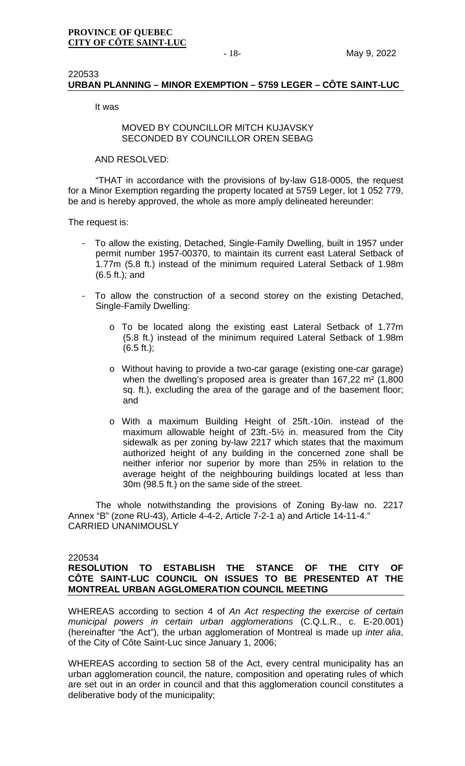220533

**URBAN PLANNING – MINOR EXEMPTION – 5759 LEGER – CÔTE SAINT-LUC**

It was

MOVED BY COUNCILLOR MITCH KUJAVSKY
SECONDED BY COUNCILLOR OREN SEBAG

AND RESOLVED:

"THAT in accordance with the provisions of by-law G18-0005, the request for a Minor Exemption regarding the property located at 5759 Leger, lot 1 052 779, be and is hereby approved, the whole as more amply delineated hereunder:

The request is:

- To allow the existing, Detached, Single-Family Dwelling, built in 1957 under permit number 1957-00370, to maintain its current east Lateral Setback of 1.77m (5.8 ft.) instead of the minimum required Lateral Setback of 1.98m (6.5 ft.); and

- To allow the construction of a second storey on the existing Detached, Single-Family Dwelling:

  - To be located along the existing east Lateral Setback of 1.77m (5.8 ft.) instead of the minimum required Lateral Setback of 1.98m (6.5 ft.);

  - Without having to provide a two-car garage (existing one-car garage) when the dwelling's proposed area is greater than 167,22 m² (1,800 sq. ft.), excluding the area of the garage and of the basement floor; and

  - With a maximum Building Height of 25ft.-10in. instead of the maximum allowable height of 23ft.-5½ in. measured from the City sidewalk as per zoning by-law 2217 which states that the maximum authorized height of any building in the concerned zone shall be neither inferior nor superior by more than 25% in relation to the average height of the neighbouring buildings located at less than 30m (98.5 ft.) on the same side of the street.

The whole notwithstanding the provisions of Zoning By-law no. 2217 Annex "B" (zone RU-43), Article 4-4-2, Article 7-2-1 a) and Article 14-11-4."
CARRIED UNANIMOUSLY

220534

**RESOLUTION TO ESTABLISH THE STANCE OF THE CITY OF CÔTE SAINT-LUC COUNCIL ON ISSUES TO BE PRESENTED AT THE MONTREAL URBAN AGGLOMERATION COUNCIL MEETING**

WHEREAS according to section 4 of *An Act respecting the exercise of certain municipal powers in certain urban agglomerations* (C.Q.L.R., c. E-20.001) (hereinafter "the Act"), the urban agglomeration of Montreal is made up *inter alia*, of the City of Côte Saint-Luc since January 1, 2006;

WHEREAS according to section 58 of the Act, every central municipality has an urban agglomeration council, the nature, composition and operating rules of which are set out in an order in council and that this agglomeration council constitutes a deliberative body of the municipality;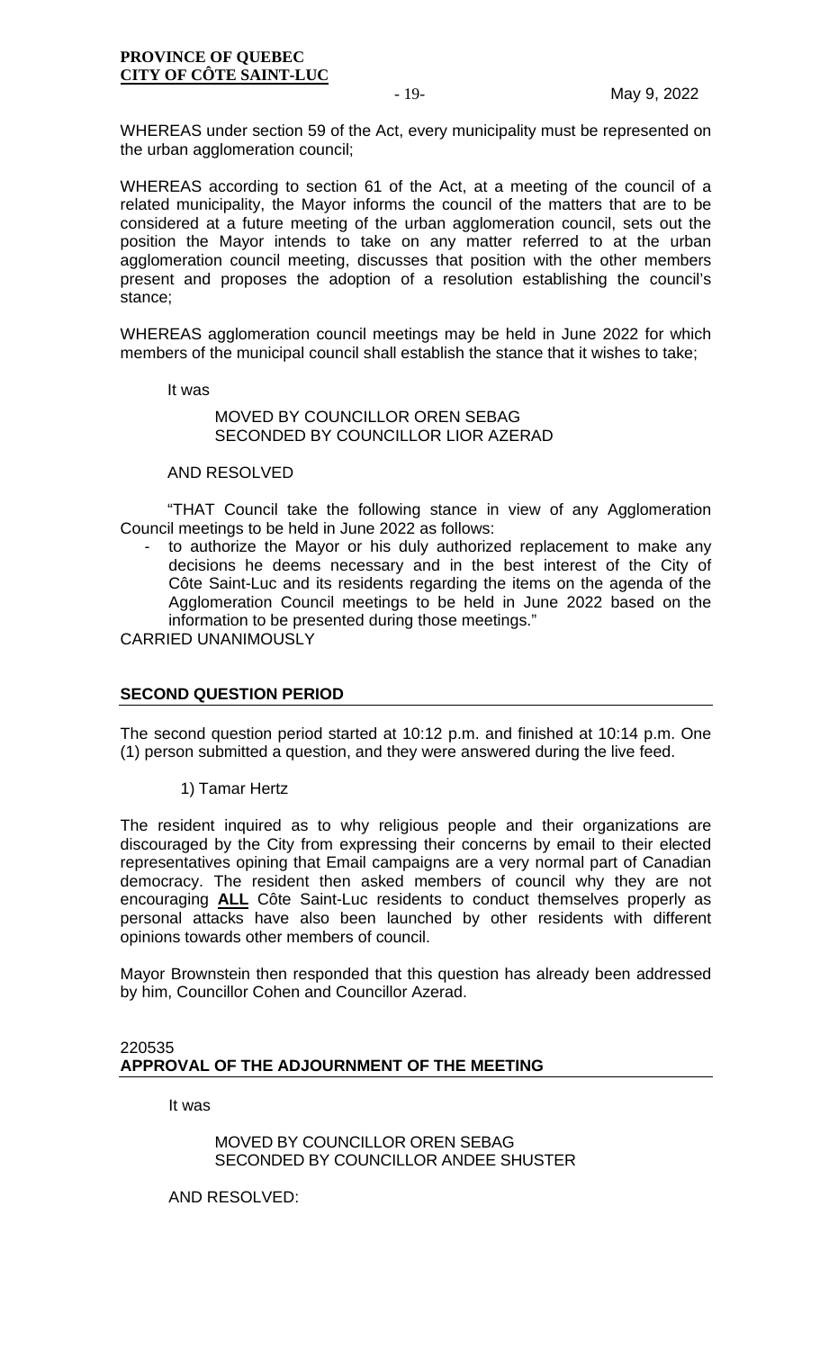WHEREAS under section 59 of the Act, every municipality must be represented on the urban agglomeration council;

WHEREAS according to section 61 of the Act, at a meeting of the council of a related municipality, the Mayor informs the council of the matters that are to be considered at a future meeting of the urban agglomeration council, sets out the position the Mayor intends to take on any matter referred to at the urban agglomeration council meeting, discusses that position with the other members present and proposes the adoption of a resolution establishing the council's stance;

WHEREAS agglomeration council meetings may be held in June 2022 for which members of the municipal council shall establish the stance that it wishes to take;

It was

MOVED BY COUNCILLOR OREN SEBAG
SECONDED BY COUNCILLOR LIOR AZERAD

AND RESOLVED

"THAT Council take the following stance in view of any Agglomeration Council meetings to be held in June 2022 as follows:

- to authorize the Mayor or his duly authorized replacement to make any decisions he deems necessary and in the best interest of the City of Côte Saint-Luc and its residents regarding the items on the agenda of the Agglomeration Council meetings to be held in June 2022 based on the information to be presented during those meetings."

CARRIED UNANIMOUSLY

## SECOND QUESTION PERIOD

The second question period started at 10:12 p.m. and finished at 10:14 p.m. One (1) person submitted a question, and they were answered during the live feed.

1) Tamar Hertz

The resident inquired as to why religious people and their organizations are discouraged by the City from expressing their concerns by email to their elected representatives opining that Email campaigns are a very normal part of Canadian democracy. The resident then asked members of council why they are not encouraging **ALL** Côte Saint-Luc residents to conduct themselves properly as personal attacks have also been launched by other residents with different opinions towards other members of council.

Mayor Brownstein then responded that this question has already been addressed by him, Councillor Cohen and Councillor Azerad.

220535

## APPROVAL OF THE ADJOURNMENT OF THE MEETING

It was

MOVED BY COUNCILLOR OREN SEBAG
SECONDED BY COUNCILLOR ANDEE SHUSTER

AND RESOLVED: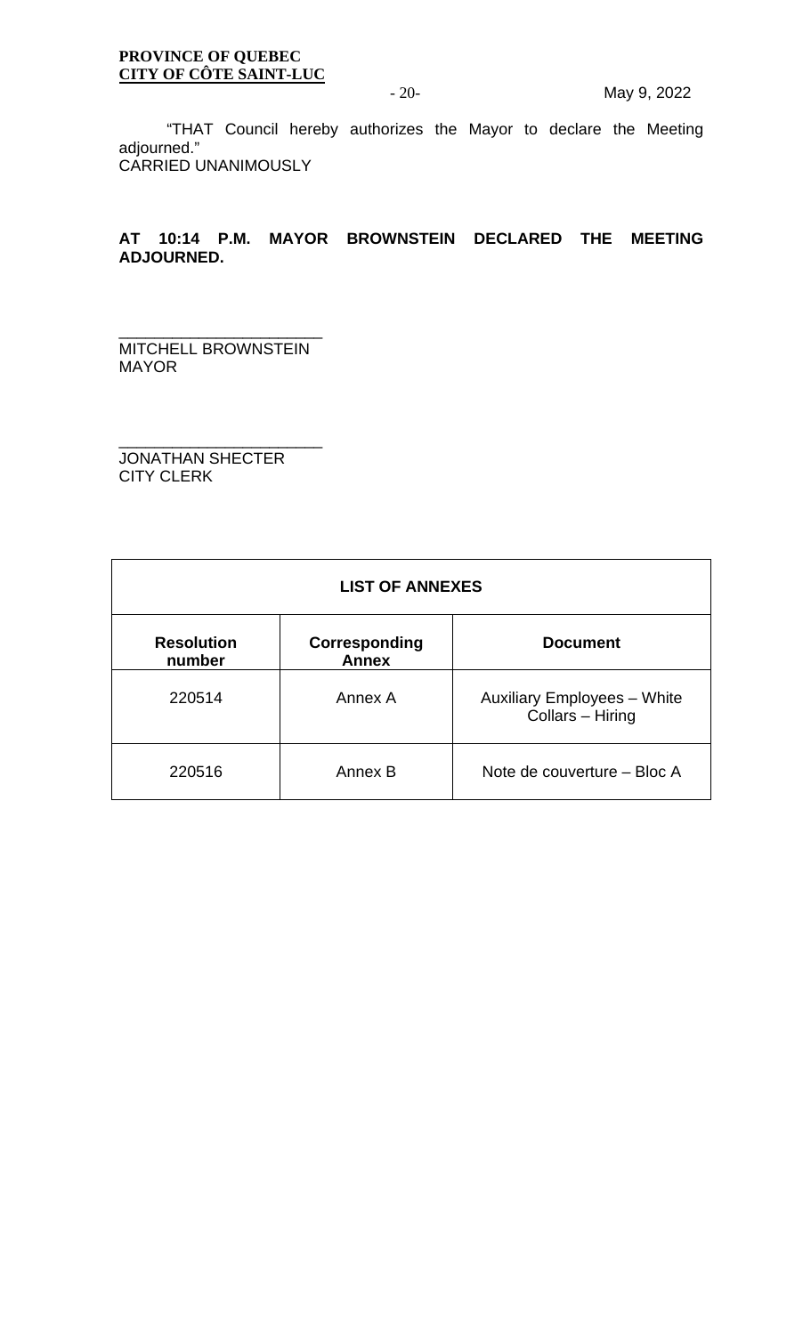"THAT Council hereby authorizes the Mayor to declare the Meeting adjourned."
CARRIED UNANIMOUSLY

**AT 10:14 P.M. MAYOR BROWNSTEIN DECLARED THE MEETING ADJOURNED.**

______________________
MITCHELL BROWNSTEIN
MAYOR

______________________
JONATHAN SHECTER
CITY CLERK

| LIST OF ANNEXES | | |
|---|---|---|
| **Resolution number** | **Corresponding Annex** | **Document** |
| 220514 | Annex A | Auxiliary Employees – White Collars – Hiring |
| 220516 | Annex B | Note de couverture – Bloc A |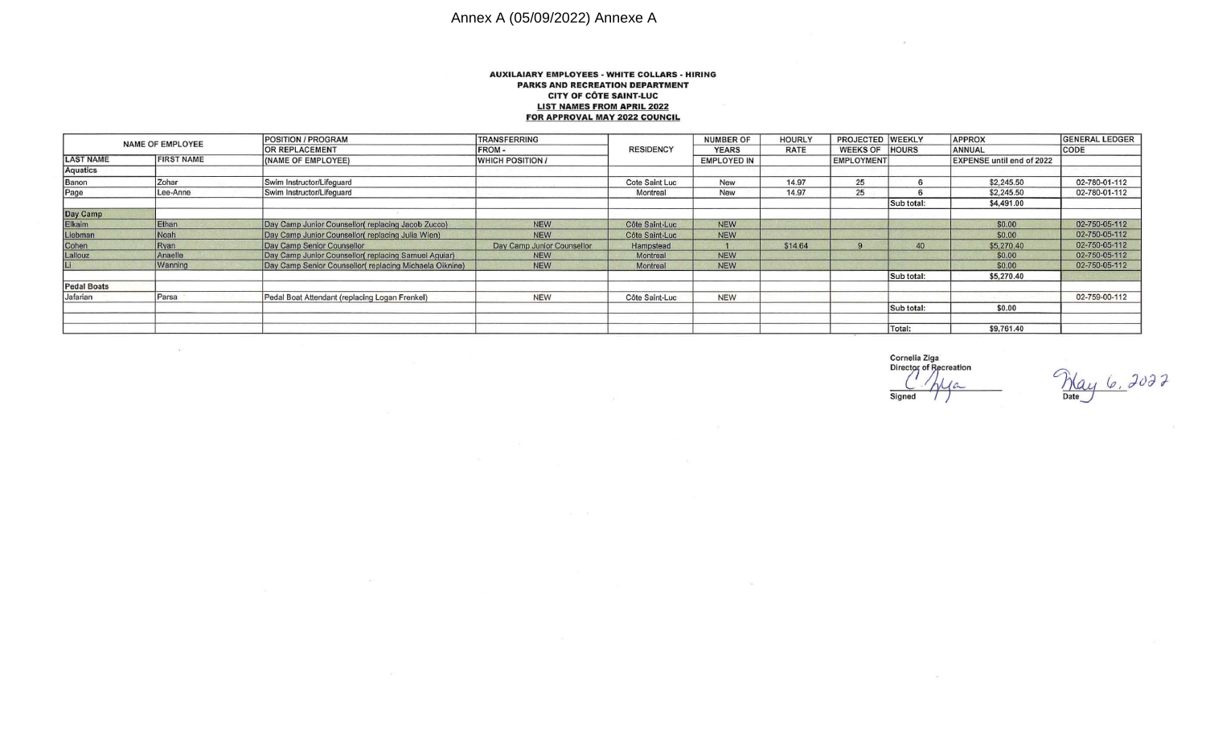Annex A (05/09/2022) Annexe A

**AUXILAIARY EMPLOYEES - WHITE COLLARS - HIRING**
**PARKS AND RECREATION DEPARTMENT**
**CITY OF CÔTE SAINT-LUC**
**LIST NAMES FROM APRIL 2022**
**FOR APPROVAL MAY 2022 COUNCIL**

| NAME OF EMPLOYEE | | POSITION / PROGRAM OR REPLACEMENT | TRANSFERRING FROM - | RESIDENCY | NUMBER OF YEARS EMPLOYED IN | HOURLY RATE | PROJECTED WEEKS OF EMPLOYMENT | WEEKLY HOURS | APPROX ANNUAL EXPENSE until end of 2022 | GENERAL LEDGER CODE |
|---|---|---|---|---|---|---|---|---|---|---|
| LAST NAME | FIRST NAME | (NAME OF EMPLOYEE) | WHICH POSITION / | | | | | | | |
| **Aquatics** | | | | | | | | | | |
| Banon | Zohar | Swim Instructor/Lifeguard | | Cote Saint Luc | New | 14.97 | 25 | 6 | $2,245.50 | 02-780-01-112 |
| Page | Lee-Anne | Swim Instructor/Lifeguard | | Montreal | New | 14.97 | 25 | 6 | $2,245.50 | 02-780-01-112 |
| | | | | | | | | Sub total: | $4,491.00 | |
| **Day Camp** | | | | | | | | | | |
| Elkaim | Ethan | Day Camp Junior Counsellor( replacing Jacob Zucco) | NEW | Côte Saint-Luc | NEW | | | | $0.00 | 02-750-05-112 |
| Liebman | Noah | Day Camp Junior Counsellor( replacing Julia Wien) | NEW | Côte Saint-Luc | NEW | | | | $0.00 | 02-750-05-112 |
| Cohen | Ryan | Day Camp Senior Counsellor | Day Camp Junior Counsellor | Hampstead | 1 | $14.64 | 9 | 40 | $5,270.40 | 02-750-05-112 |
| Lallouz | Anaelle | Day Camp Junior Counsellor( replacing Samuel Aguiar) | NEW | Montreal | NEW | | | | $0.00 | 02-750-05-112 |
| Li | Wanning | Day Camp Senior Counsellor( replacing Michaela Olknine) | NEW | Montreal | NEW | | | | $0.00 | 02-750-05-112 |
| | | | | | | | | Sub total: | $5,270.40 | |
| **Pedal Boats** | | | | | | | | | | |
| Jafarian | Parsa | Pedal Boat Attendant (replacing Logan Frenkel) | NEW | Côte Saint-Luc | NEW | | | | | 02-759-00-112 |
| | | | | | | | | Sub total: | $0.00 | |
| | | | | | | | | | | |
| | | | | | | | | Total: | $9,761.40 | |

Cornelia Ziga
Director of Recreation
Signed: C. Ziga

Date: May 6, 2022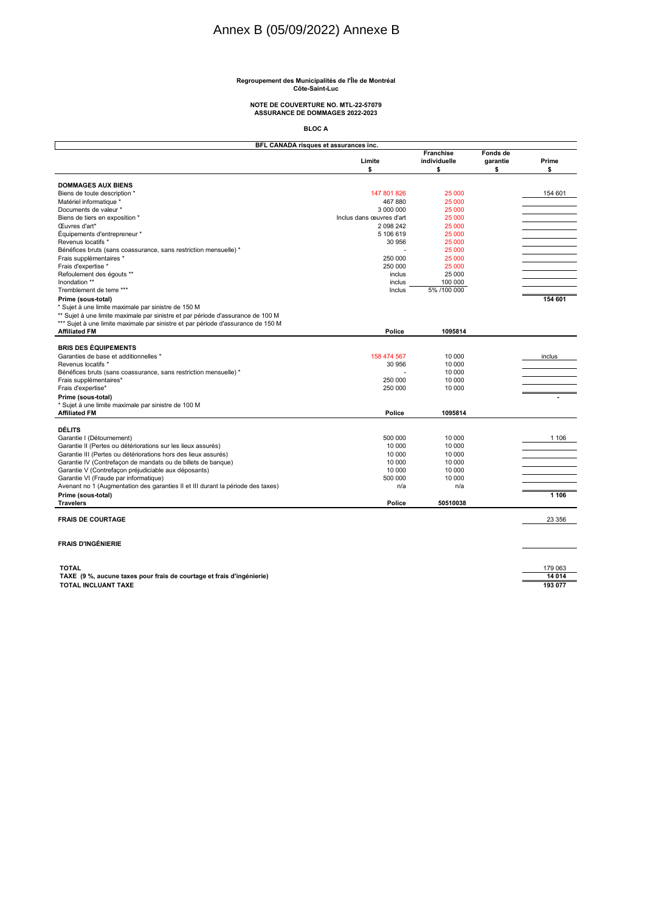# Annex B (05/09/2022) Annexe B

**Regroupement des Municipalités de l'Île de Montréal**
**Côte-Saint-Luc**

**NOTE DE COUVERTURE NO. MTL-22-57079**
**ASSURANCE DE DOMMAGES 2022-2023**

**BLOC A**

| BFL CANADA risques et assurances inc. | Limite $ | Franchise individuelle $ | Fonds de garantie $ | Prime $ |
|---|---|---|---|---|
| **DOMMAGES AUX BIENS** | | | | |
| Biens de toute description * | 147 801 826 | 25 000 | | 154 601 |
| Matériel informatique * | 467 880 | 25 000 | | |
| Documents de valeur * | 3 000 000 | 25 000 | | |
| Biens de tiers en exposition * | Inclus dans œuvres d'art | 25 000 | | |
| Œuvres d'art* | 2 098 242 | 25 000 | | |
| Équipements d'entrepreneur * | 5 106 619 | 25 000 | | |
| Revenus locatifs * | 30 956 | 25 000 | | |
| Bénéfices bruts (sans coassurance, sans restriction mensuelle) * | - | 25 000 | | |
| Frais supplémentaires * | 250 000 | 25 000 | | |
| Frais d'expertise * | 250 000 | 25 000 | | |
| Refoulement des égouts ** | inclus | 25 000 | | |
| Inondation ** | inclus | 100 000 | | |
| Tremblement de terre *** | Inclus | 5% /100 000 | | |
| **Prime (sous-total)** | | | | **154 601** |
| * Sujet à une limite maximale par sinistre de 150 M | | | | |
| ** Sujet à une limite maximale par sinistre et par période d'assurance de 100 M | | | | |
| *** Sujet à une limite maximale par sinistre et par période d'assurance de 150 M | | | | |
| **Affiliated FM** | **Police** | **1095814** | | |
| **BRIS DES ÉQUIPEMENTS** | | | | |
| Garanties de base et additionnelles * | 158 474 567 | 10 000 | | inclus |
| Revenus locatifs * | 30 956 | 10 000 | | |
| Bénéfices bruts (sans coassurance, sans restriction mensuelle) * | - | 10 000 | | |
| Frais supplémentaires* | 250 000 | 10 000 | | |
| Frais d'expertise* | 250 000 | 10 000 | | |
| **Prime (sous-total)** | | | | - |
| * Sujet à une limite maximale par sinistre de 100 M | | | | |
| **Affiliated FM** | **Police** | **1095814** | | |
| **DÉLITS** | | | | |
| Garantie I (Détournement) | 500 000 | 10 000 | | 1 106 |
| Garantie II (Pertes ou détériorations sur les lieux assurés) | 10 000 | 10 000 | | |
| Garantie III (Pertes ou détériorations hors des lieux assurés) | 10 000 | 10 000 | | |
| Garantie IV (Contrefaçon de mandats ou de billets de banque) | 10 000 | 10 000 | | |
| Garantie V (Contrefaçon préjudiciable aux déposants) | 10 000 | 10 000 | | |
| Garantie VI (Fraude par informatique) | 500 000 | 10 000 | | |
| Avenant no 1 (Augmentation des garanties II et III durant la période des taxes) | n/a | n/a | | |
| **Prime (sous-total)** | | | | **1 106** |
| **Travelers** | **Police** | **50510038** | | |
| **FRAIS DE COURTAGE** | | | | 23 356 |
| **FRAIS D'INGÉNIERIE** | | | | |
| **TOTAL** | | | | 179 063 |
| **TAXE (9 %, aucune taxes pour frais de courtage et frais d'ingénierie)** | | | | **14 014** |
| **TOTAL INCLUANT TAXE** | | | | **193 077** |